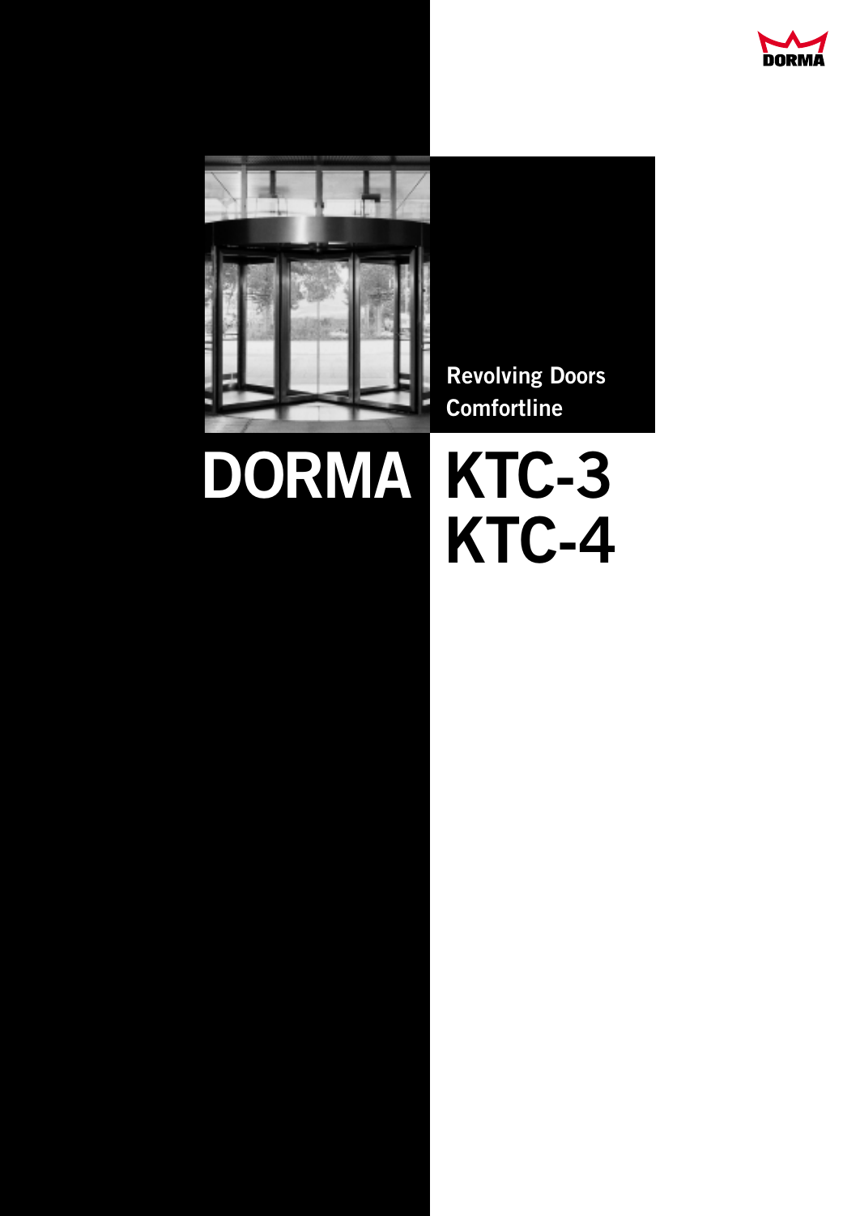DORMA

Revolving Doors
Comfortline

# DORMA KTC-3 KTC-4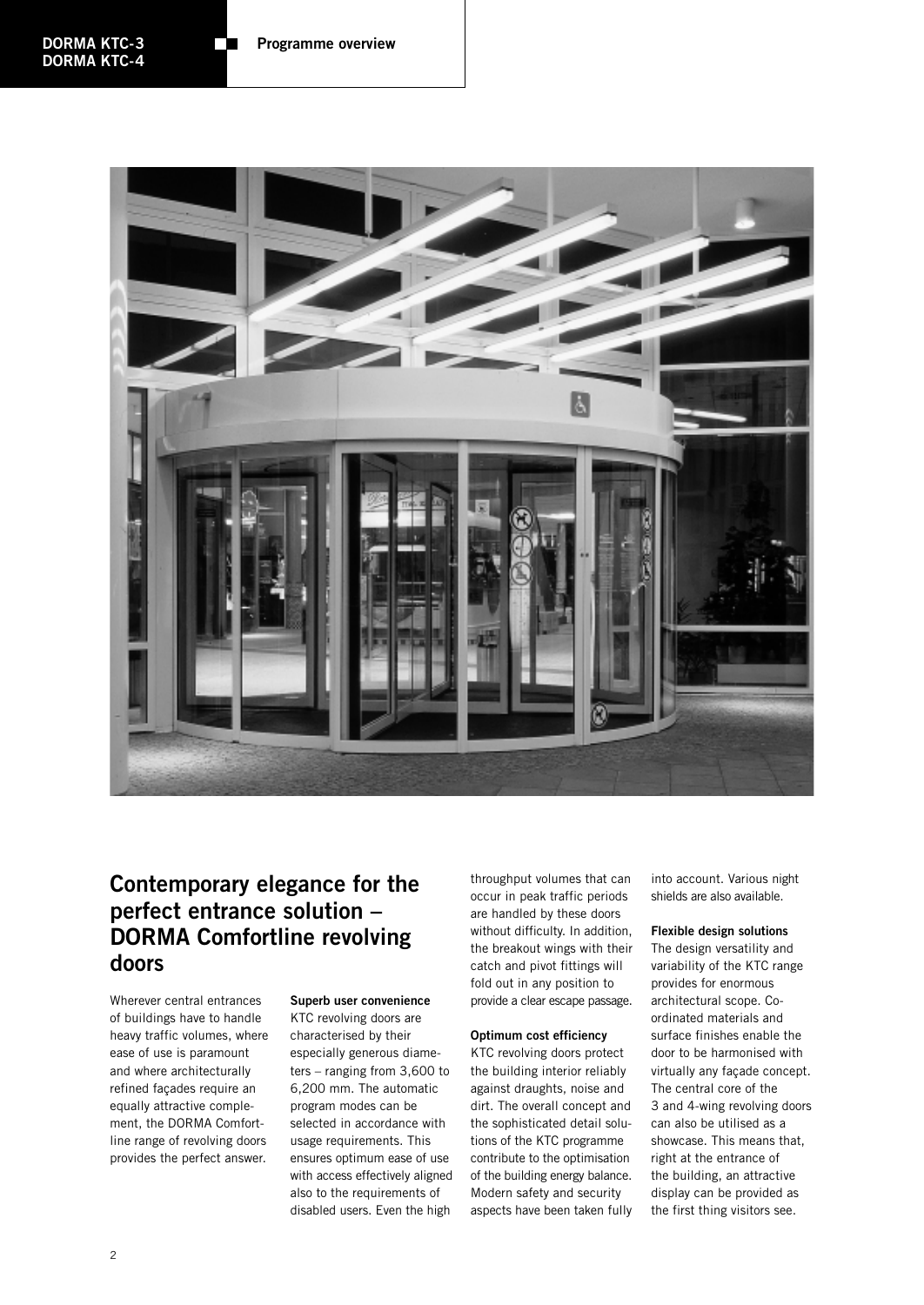## Contemporary elegance for the perfect entrance solution – DORMA Comfortline revolving doors

Wherever central entrances of buildings have to handle heavy traffic volumes, where ease of use is paramount and where architecturally refined façades require an equally attractive complement, the DORMA Comfortline range of revolving doors provides the perfect answer.

**Superb user convenience**
KTC revolving doors are characterised by their especially generous diameters – ranging from 3,600 to 6,200 mm. The automatic program modes can be selected in accordance with usage requirements. This ensures optimum ease of use with access effectively aligned also to the requirements of disabled users. Even the high throughput volumes that can occur in peak traffic periods are handled by these doors without difficulty. In addition, the breakout wings with their catch and pivot fittings will fold out in any position to provide a clear escape passage.

**Optimum cost efficiency**
KTC revolving doors protect the building interior reliably against draughts, noise and dirt. The overall concept and the sophisticated detail solutions of the KTC programme contribute to the optimisation of the building energy balance. Modern safety and security aspects have been taken fully into account. Various night shields are also available.

**Flexible design solutions**
The design versatility and variability of the KTC range provides for enormous architectural scope. Co-ordinated materials and surface finishes enable the door to be harmonised with virtually any façade concept. The central core of the 3 and 4-wing revolving doors can also be utilised as a showcase. This means that, right at the entrance of the building, an attractive display can be provided as the first thing visitors see.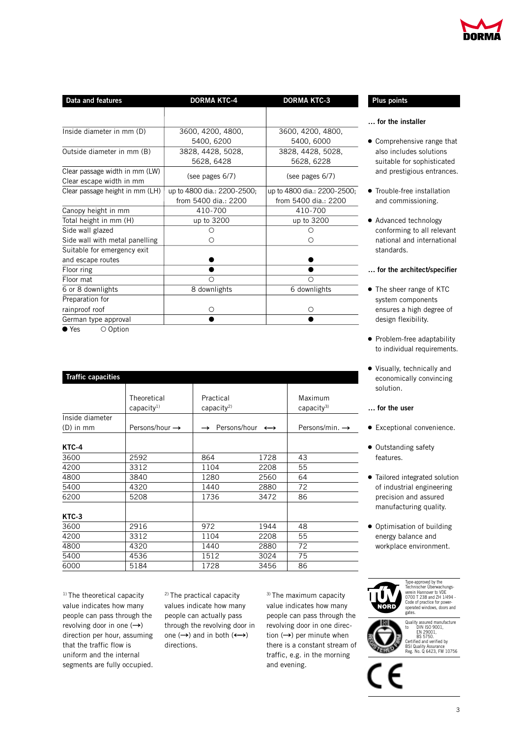| Data and features | DORMA KTC-4 | DORMA KTC-3 |
| --- | --- | --- |
| Inside diameter in mm (D) | 3600, 4200, 4800, 5400, 6200 | 3600, 4200, 4800, 5400, 6000 |
| Outside diameter in mm (B) | 3828, 4428, 5028, 5628, 6428 | 3828, 4428, 5028, 5628, 6228 |
| Clear passage width in mm (LW)<br>Clear escape width in mm | (see pages 6/7) | (see pages 6/7) |
| Clear passage height in mm (LH) | up to 4800 dia.: 2200-2500; from 5400 dia.: 2200 | up to 4800 dia.: 2200-2500; from 5400 dia.: 2200 |
| Canopy height in mm | 410-700 | 410-700 |
| Total height in mm (H) | up to 3200 | up to 3200 |
| Side wall glazed | ○ | ○ |
| Side wall with metal panelling | ○ | ○ |
| Suitable for emergency exit and escape routes | ● | ● |
| Floor ring | ● | ● |
| Floor mat | ○ | ○ |
| 6 or 8 downlights | 8 downlights | 6 downlights |
| Preparation for rainproof roof | ○ | ○ |
| German type approval | ● | ● |

● Yes ○ Option

| Traffic capacities | | | | |
| --- | --- | --- | --- | --- |
| | Theoretical capacity[1] | Practical capacity[2] | | Maximum capacity[3] |
| Inside diameter (D) in mm | Persons/hour → | → Persons/hour | ⟷ | Persons/min. → |
| **KTC-4** | | | | |
| 3600 | 2592 | 864 | 1728 | 43 |
| 4200 | 3312 | 1104 | 2208 | 55 |
| 4800 | 3840 | 1280 | 2560 | 64 |
| 5400 | 4320 | 1440 | 2880 | 72 |
| 6200 | 5208 | 1736 | 3472 | 86 |
| **KTC-3** | | | | |
| 3600 | 2916 | 972 | 1944 | 48 |
| 4200 | 3312 | 1104 | 2208 | 55 |
| 4800 | 4320 | 1440 | 2880 | 72 |
| 5400 | 4536 | 1512 | 3024 | 75 |
| 6000 | 5184 | 1728 | 3456 | 86 |

[1] The theoretical capacity value indicates how many people can pass through the revolving door in one (→) direction per hour, assuming that the traffic flow is uniform and the internal segments are fully occupied.

[2] The practical capacity values indicate how many people can actually pass through the revolving door in one (→) and in both (⟷) directions.

[3] The maximum capacity value indicates how many people can pass through the revolving door in one direction (→) per minute when there is a constant stream of traffic, e.g. in the morning and evening.

## Plus points

**... for the installer**

- Comprehensive range that also includes solutions suitable for sophisticated and prestigious entrances.
- Trouble-free installation and commissioning.
- Advanced technology conforming to all relevant national and international standards.

**... for the architect/specifier**

- The sheer range of KTC system components ensures a high degree of design flexibility.
- Problem-free adaptability to individual requirements.
- Visually, technically and economically convincing solution.

**... for the user**

- Exceptional convenience.
- Outstanding safety features.
- Tailored integrated solution of industrial engineering precision and assured manufacturing quality.
- Optimisation of building energy balance and workplace environment.

Type-approved by the Technischer Überwachungs-verein Hannover to VDE 0700 T 238 and ZH 1/494 - Code of practice for power-operated windows, doors and gates.

Quality assured manufacture to DIN ISO 9001, EN 29001, BS 5750. Certified and verified by BSI Quality Assurance Reg. No. Q 6423, FM 10756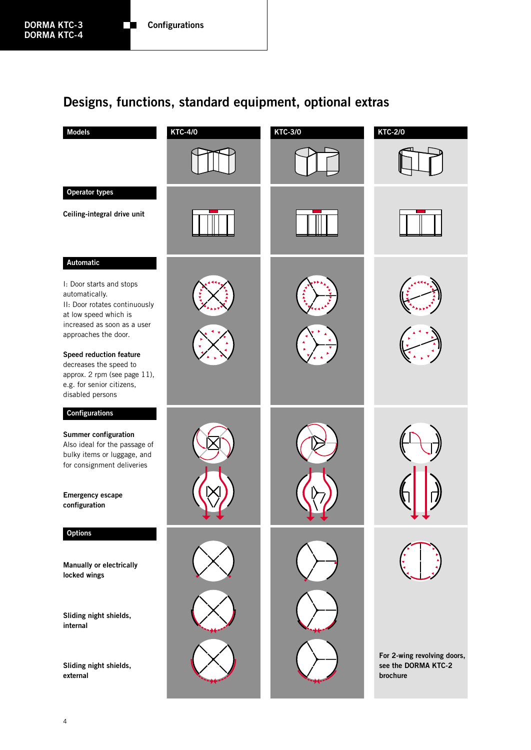## Designs, functions, standard equipment, optional extras

| Models | KTC-4/0 | KTC-3/0 | KTC-2/0 |
|---|---|---|---|
| **Operator types** | | | |
| **Ceiling-integral drive unit** | | | |
| **Automatic** | | | |
| I: Door starts and stops automatically.<br>II: Door rotates continuously at low speed which is increased as soon as a user approaches the door. | | | |
| **Speed reduction feature** decreases the speed to approx. 2 rpm (see page 11), e.g. for senior citizens, disabled persons | | | |
| **Configurations** | | | |
| **Summer configuration** Also ideal for the passage of bulky items or luggage, and for consignment deliveries | | | |
| **Emergency escape configuration** | | | |
| **Options** | | | |
| **Manually or electrically locked wings** | | | |
| **Sliding night shields, internal** | | | **For 2-wing revolving doors, see the DORMA KTC-2 brochure** |
| **Sliding night shields, external** | | | |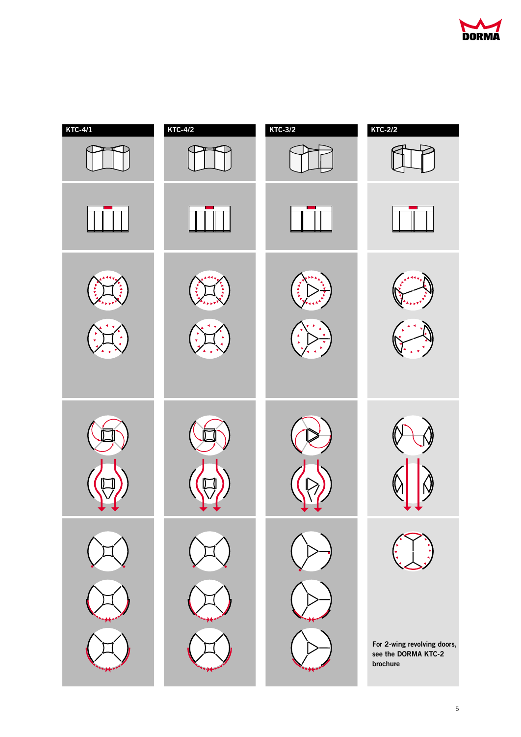| KTC-4/1 | KTC-4/2 | KTC-3/2 | KTC-2/2 |
| --- | --- | --- | --- |
| | | | For 2-wing revolving doors, see the DORMA KTC-2 brochure |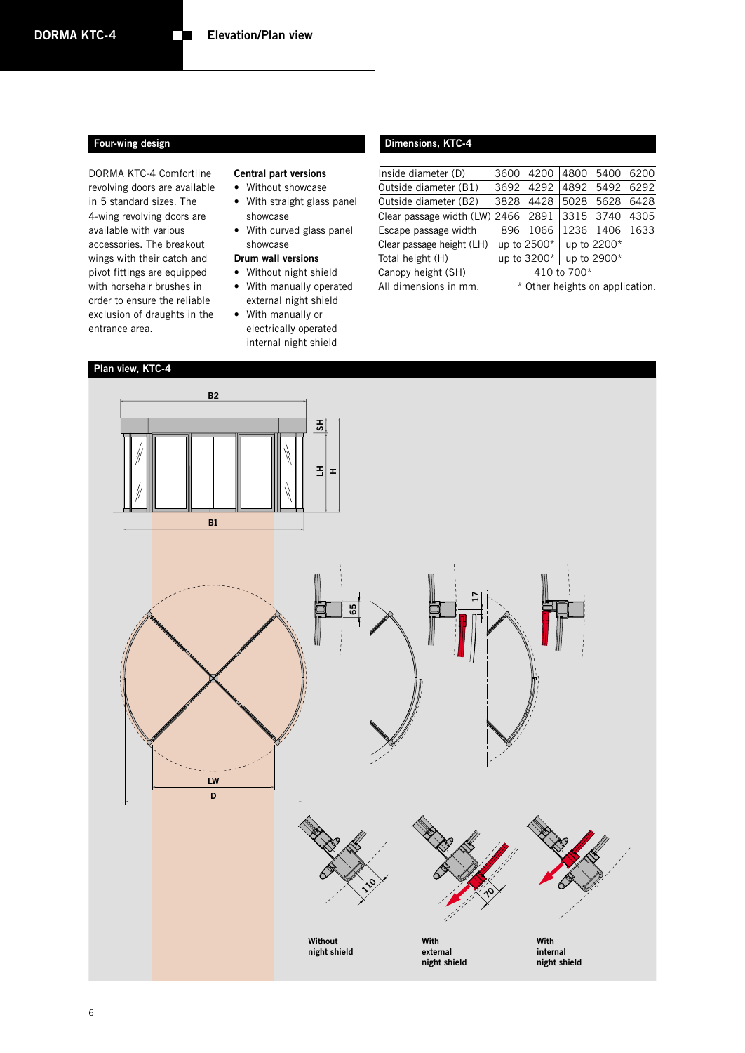## Elevation/Plan view

### Four-wing design

DORMA KTC-4 Comfortline revolving doors are available in 5 standard sizes. The 4-wing revolving doors are available with various accessories. The breakout wings with their catch and pivot fittings are equipped with horsehair brushes in order to ensure the reliable exclusion of draughts in the entrance area.

**Central part versions**

- Without showcase
- With straight glass panel showcase
- With curved glass panel showcase

**Drum wall versions**

- Without night shield
- With manually operated external night shield
- With manually or electrically operated internal night shield

### Dimensions, KTC-4

| | | | | | |
|---|---|---|---|---|---|
| Inside diameter (D) | 3600 | 4200 | 4800 | 5400 | 6200 |
| Outside diameter (B1) | 3692 | 4292 | 4892 | 5492 | 6292 |
| Outside diameter (B2) | 3828 | 4428 | 5028 | 5628 | 6428 |
| Clear passage width (LW) | 2466 | 2891 | 3315 | 3740 | 4305 |
| Escape passage width | 896 | 1066 | 1236 | 1406 | 1633 |
| Clear passage height (LH) | up to 2500* | | up to 2200* | | |
| Total height (H) | up to 3200* | | up to 2900* | | |
| Canopy height (SH) | 410 to 700* | | | | |

All dimensions in mm. * Other heights on application.

### Plan view, KTC-4

B2, SH, LH, H, B1, LW, D, 65, 17, 110, 70

Without night shield

With external night shield

With internal night shield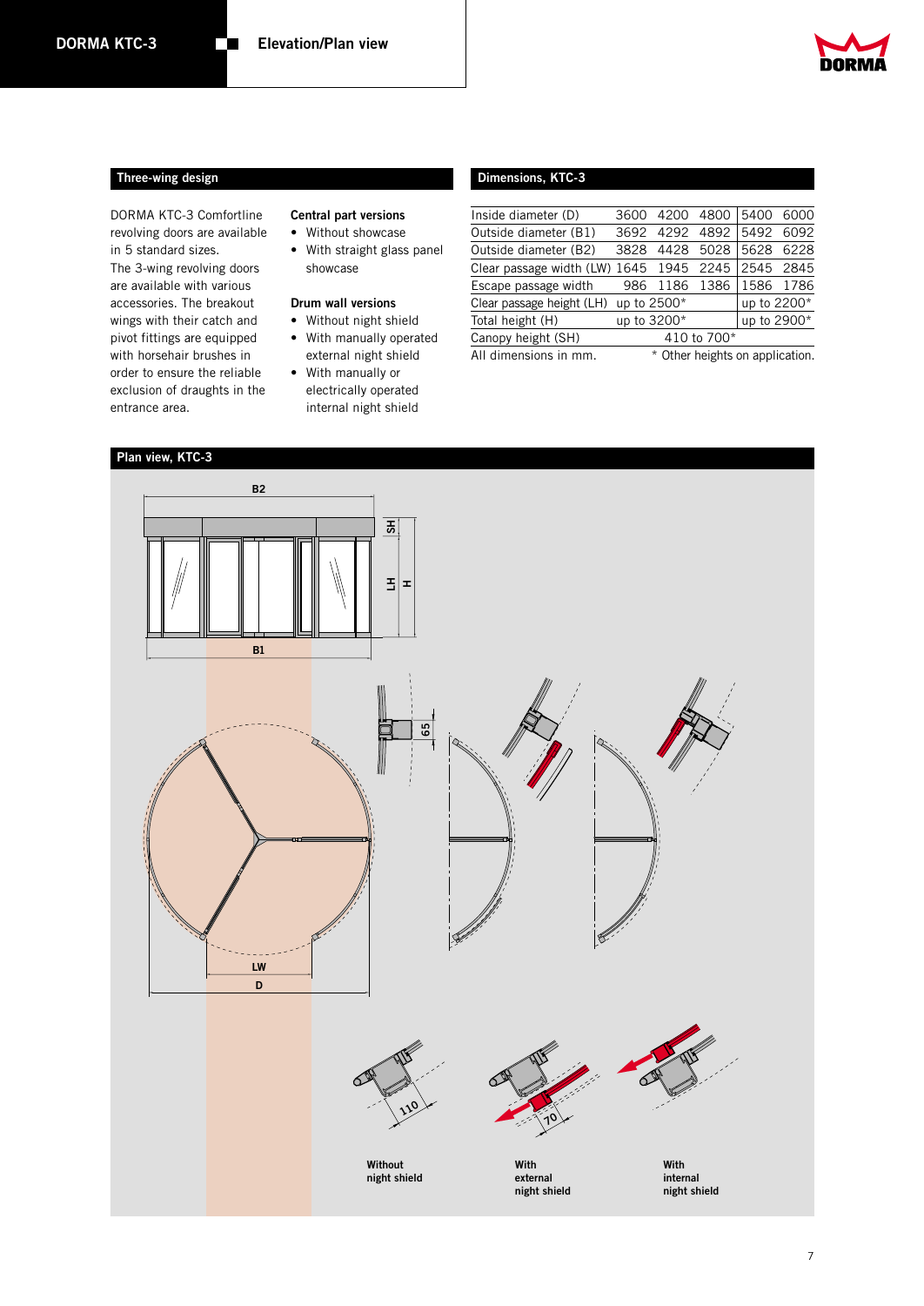# DORMA KTC-3 Elevation/Plan view

## Three-wing design

DORMA KTC-3 Comfortline revolving doors are available in 5 standard sizes.
The 3-wing revolving doors are available with various accessories. The breakout wings with their catch and pivot fittings are equipped with horsehair brushes in order to ensure the reliable exclusion of draughts in the entrance area.

**Central part versions**

- Without showcase
- With straight glass panel showcase

**Drum wall versions**

- Without night shield
- With manually operated external night shield
- With manually or electrically operated internal night shield

## Dimensions, KTC-3

| | | | | | |
|---|---|---|---|---|---|
| Inside diameter (D) | 3600 | 4200 | 4800 | 5400 | 6000 |
| Outside diameter (B1) | 3692 | 4292 | 4892 | 5492 | 6092 |
| Outside diameter (B2) | 3828 | 4428 | 5028 | 5628 | 6228 |
| Clear passage width (LW) | 1645 | 1945 | 2245 | 2545 | 2845 |
| Escape passage width | 986 | 1186 | 1386 | 1586 | 1786 |
| Clear passage height (LH) | up to 2500* | | | up to 2200* | |
| Total height (H) | up to 3200* | | | up to 2900* | |
| Canopy height (SH) | 410 to 700* | | | | |

All dimensions in mm. * Other heights on application.

## Plan view, KTC-3

B2, SH, LH, H, B1, 65, LW, D, 110, 70

Without night shield

With external night shield

With internal night shield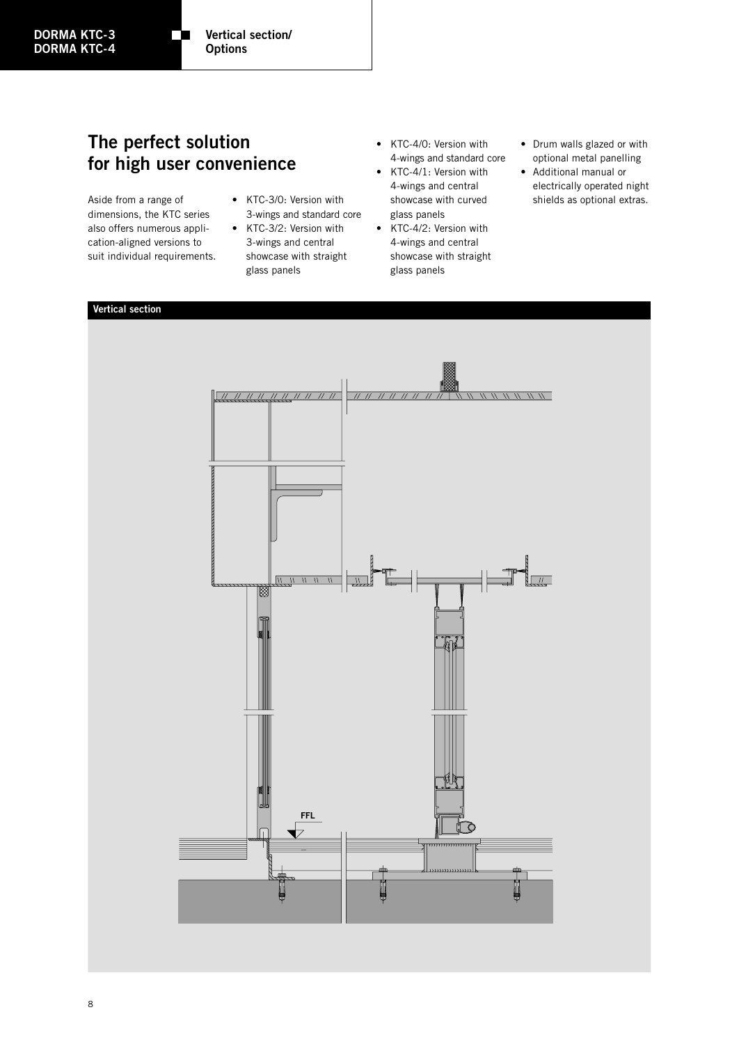## The perfect solution for high user convenience

Aside from a range of dimensions, the KTC series also offers numerous application-aligned versions to suit individual requirements.

- KTC-3/0: Version with 3-wings and standard core
- KTC-3/2: Version with 3-wings and central showcase with straight glass panels
- KTC-4/0: Version with 4-wings and standard core
- KTC-4/1: Version with 4-wings and central showcase with curved glass panels
- KTC-4/2: Version with 4-wings and central showcase with straight glass panels
- Drum walls glazed or with optional metal panelling
- Additional manual or electrically operated night shields as optional extras.

**Vertical section**

FFL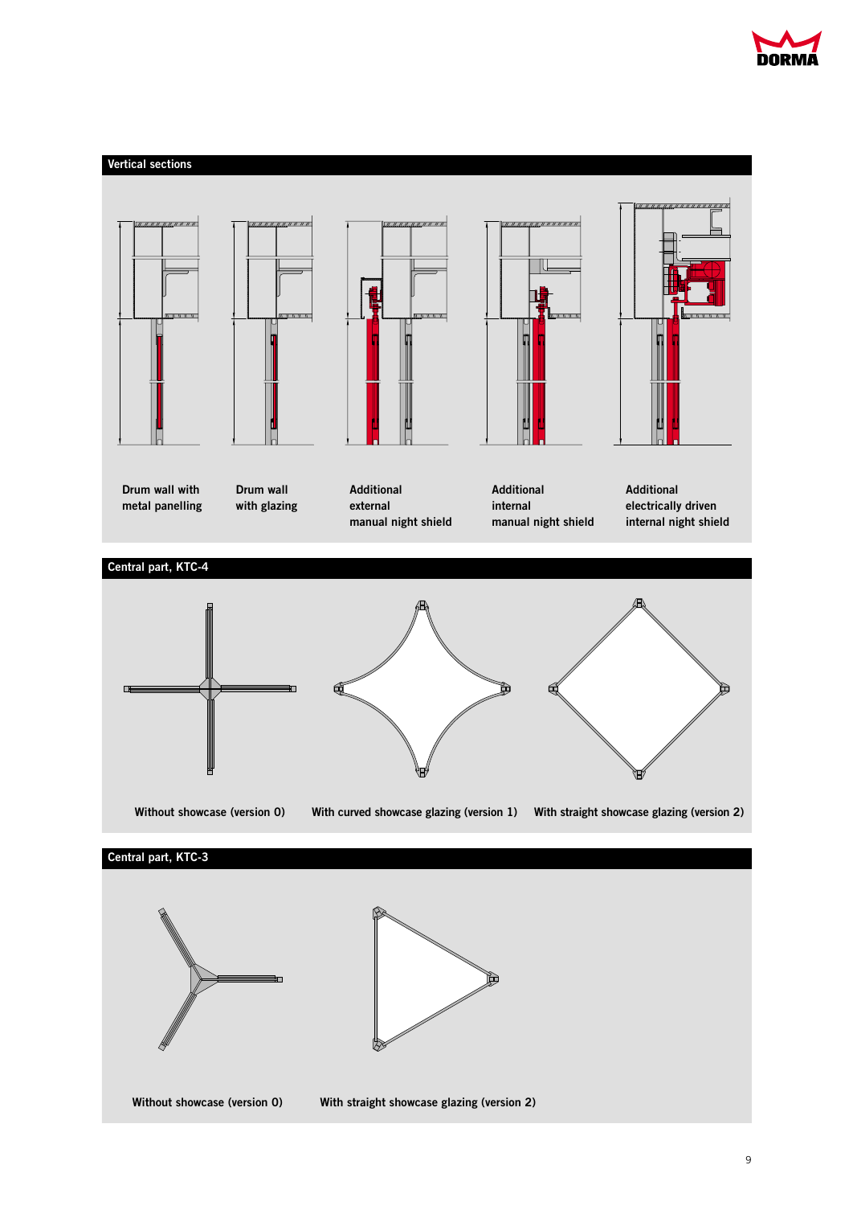## Vertical sections

Drum wall with metal panelling

Drum wall with glazing

Additional external manual night shield

Additional internal manual night shield

Additional electrically driven internal night shield

## Central part, KTC-4

Without showcase (version 0)

With curved showcase glazing (version 1)

With straight showcase glazing (version 2)

## Central part, KTC-3

Without showcase (version 0)

With straight showcase glazing (version 2)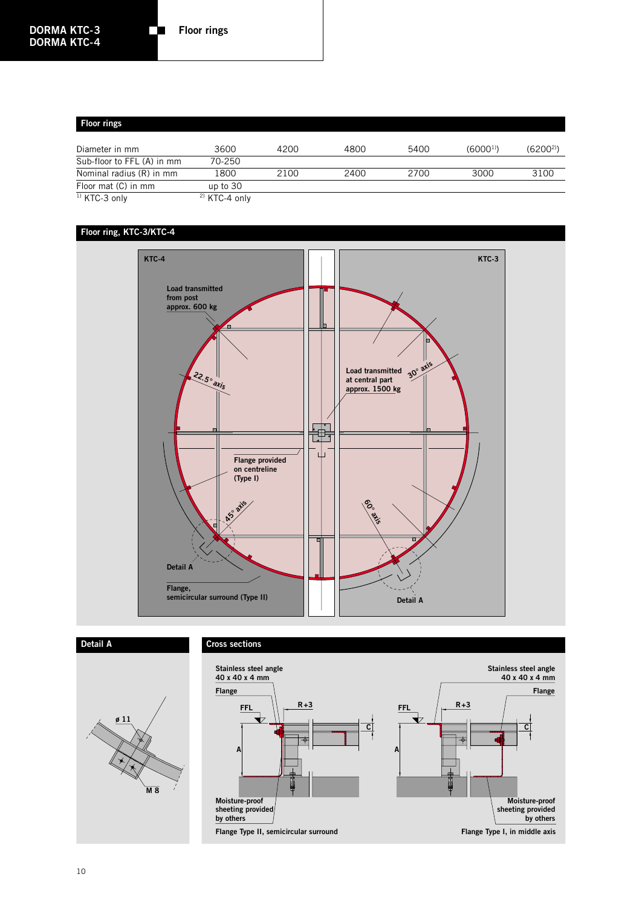## Floor rings

| Diameter in mm | 3600 | 4200 | 4800 | 5400 | (6000[1]) | (6200[2]) |
|---|---|---|---|---|---|---|
| Sub-floor to FFL (A) in mm | 70-250 | | | | | |
| Nominal radius (R) in mm | 1800 | 2100 | 2400 | 2700 | 3000 | 3100 |
| Floor mat (C) in mm | up to 30 | | | | | |

[1] KTC-3 only [2] KTC-4 only

## Floor ring, KTC-3/KTC-4

KTC-4

KTC-3

Load transmitted from post approx. 600 kg

22.5° axis

Load transmitted at central part approx. 1500 kg

30° axis

Flange provided on centreline (Type I)

45° axis

60° axis

Detail A

Flange, semicircular surround (Type II)

Detail A

## Detail A

ø 11

M 8

## Cross sections

Stainless steel angle 40 x 40 x 4 mm

Flange

FFL

R+3

C

A

Moisture-proof sheeting provided by others

Flange Type II, semicircular surround

Stainless steel angle 40 x 40 x 4 mm

Flange

FFL

R+3

C

A

Moisture-proof sheeting provided by others

Flange Type I, in middle axis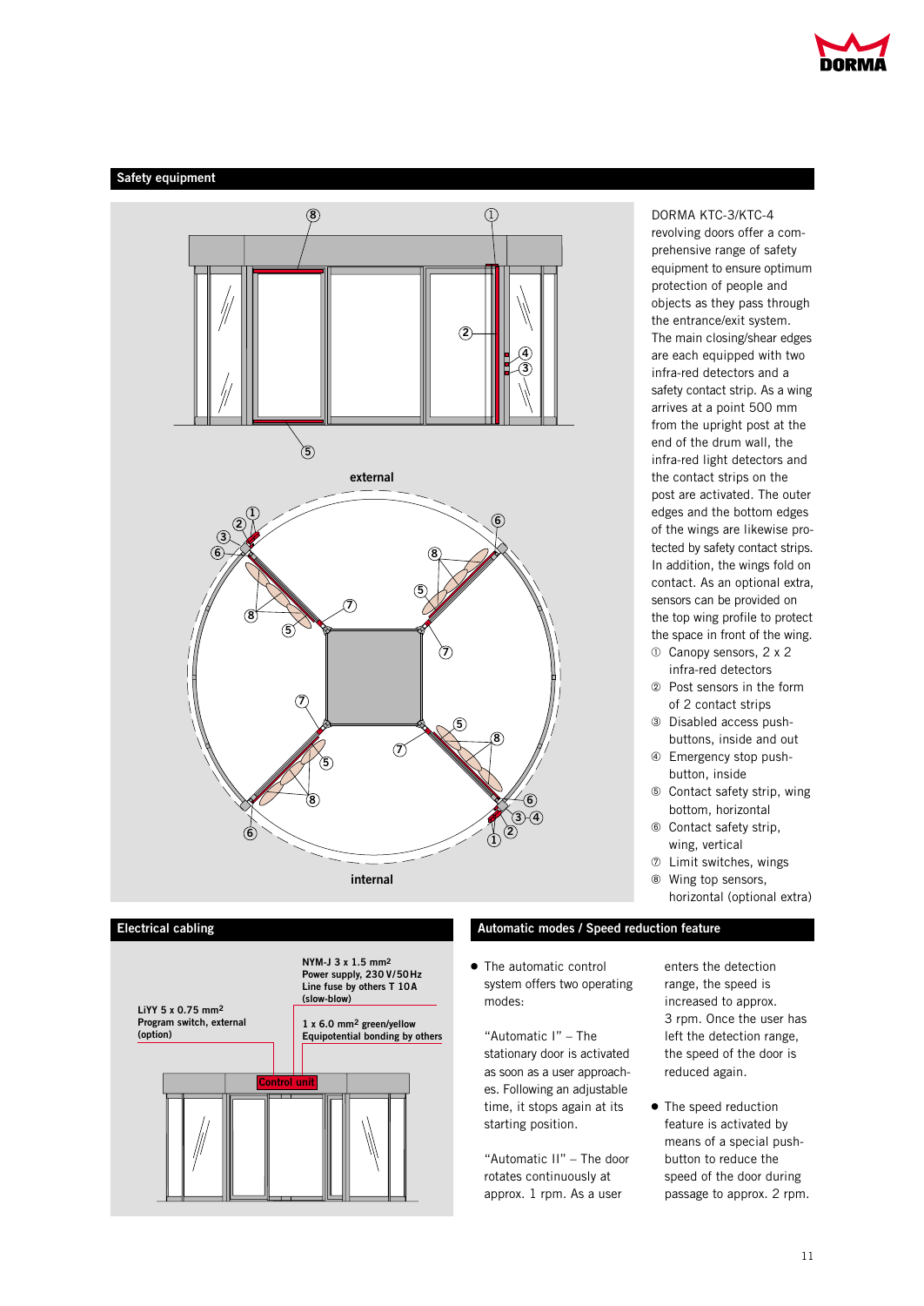## Safety equipment

DORMA KTC-3/KTC-4 revolving doors offer a comprehensive range of safety equipment to ensure optimum protection of people and objects as they pass through the entrance/exit system. The main closing/shear edges are each equipped with two infra-red detectors and a safety contact strip. As a wing arrives at a point 500 mm from the upright post at the end of the drum wall, the infra-red light detectors and the contact strips on the post are activated. The outer edges and the bottom edges of the wings are likewise protected by safety contact strips. In addition, the wings fold on contact. As an optional extra, sensors can be provided on the top wing profile to protect the space in front of the wing.

① Canopy sensors, 2 x 2 infra-red detectors
② Post sensors in the form of 2 contact strips
③ Disabled access push-buttons, inside and out
④ Emergency stop push-button, inside
⑤ Contact safety strip, wing bottom, horizontal
⑥ Contact safety strip, wing, vertical
⑦ Limit switches, wings
⑧ Wing top sensors, horizontal (optional extra)

## Electrical cabling

NYM-J 3 x 1.5 mm²
Power supply, 230 V/50 Hz
Line fuse by others T 10 A (slow-blow)

LiYY 5 x 0.75 mm²
Program switch, external (option)

1 x 6.0 mm² green/yellow
Equipotential bonding by others

Control unit

## Automatic modes / Speed reduction feature

- The automatic control system offers two operating modes:

  "Automatic I" – The stationary door is activated as soon as a user approaches. Following an adjustable time, it stops again at its starting position.

  "Automatic II" – The door rotates continuously at approx. 1 rpm. As a user enters the detection range, the speed is increased to approx. 3 rpm. Once the user has left the detection range, the speed of the door is reduced again.

- The speed reduction feature is activated by means of a special push-button to reduce the speed of the door during passage to approx. 2 rpm.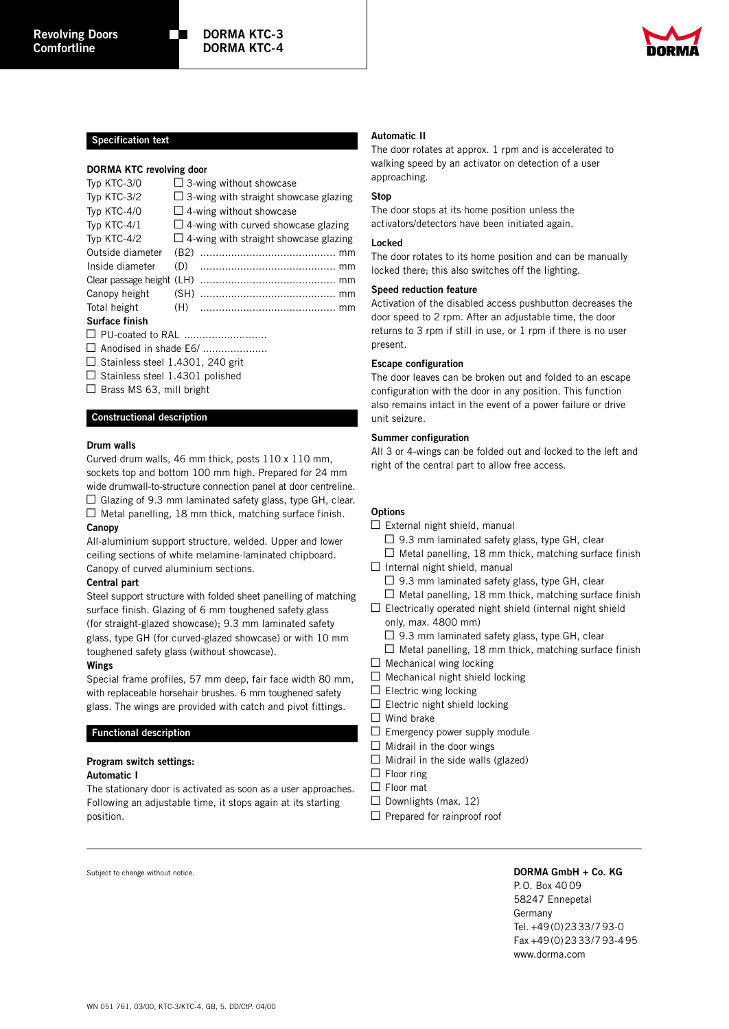Revolving Doors Comfortline

DORMA KTC-3
DORMA KTC-4

## Specification text

### DORMA KTC revolving door

- Typ KTC-3/0 ☐ 3-wing without showcase
- Typ KTC-3/2 ☐ 3-wing with straight showcase glazing
- Typ KTC-4/0 ☐ 4-wing without showcase
- Typ KTC-4/1 ☐ 4-wing with curved showcase glazing
- Typ KTC-4/2 ☐ 4-wing with straight showcase glazing

Outside diameter (B2) ............................................ mm
Inside diameter (D) ............................................ mm
Clear passage height (LH) ............................................ mm
Canopy height (SH) ............................................ mm
Total height (H) ............................................ mm

**Surface finish**

- ☐ PU-coated to RAL ..........................
- ☐ Anodised in shade E6/ .....................
- ☐ Stainless steel 1.4301, 240 grit
- ☐ Stainless steel 1.4301 polished
- ☐ Brass MS 63, mill bright

## Constructional description

### Drum walls

Curved drum walls, 46 mm thick, posts 110 x 110 mm, sockets top and bottom 100 mm high. Prepared for 24 mm wide drumwall-to-structure connection panel at door centreline.

- ☐ Glazing of 9.3 mm laminated safety glass, type GH, clear.
- ☐ Metal panelling, 18 mm thick, matching surface finish.

### Canopy

All-aluminium support structure, welded. Upper and lower ceiling sections of white melamine-laminated chipboard. Canopy of curved aluminium sections.

### Central part

Steel support structure with folded sheet panelling of matching surface finish. Glazing of 6 mm toughened safety glass (for straight-glazed showcase); 9.3 mm laminated safety glass, type GH (for curved-glazed showcase) or with 10 mm toughened safety glass (without showcase).

### Wings

Special frame profiles, 57 mm deep, fair face width 80 mm, with replaceable horsehair brushes. 6 mm toughened safety glass. The wings are provided with catch and pivot fittings.

## Functional description

**Program switch settings:**

### Automatic I

The stationary door is activated as soon as a user approaches. Following an adjustable time, it stops again at its starting position.

### Automatic II

The door rotates at approx. 1 rpm and is accelerated to walking speed by an activator on detection of a user approaching.

### Stop

The door stops at its home position unless the activators/detectors have been initiated again.

### Locked

The door rotates to its home position and can be manually locked there; this also switches off the lighting.

### Speed reduction feature

Activation of the disabled access pushbutton decreases the door speed to 2 rpm. After an adjustable time, the door returns to 3 rpm if still in use, or 1 rpm if there is no user present.

### Escape configuration

The door leaves can be broken out and folded to an escape configuration with the door in any position. This function also remains intact in the event of a power failure or drive unit seizure.

### Summer configuration

All 3 or 4-wings can be folded out and locked to the left and right of the central part to allow free access.

### Options

- ☐ External night shield, manual
  - ☐ 9.3 mm laminated safety glass, type GH, clear
  - ☐ Metal panelling, 18 mm thick, matching surface finish
- ☐ Internal night shield, manual
  - ☐ 9.3 mm laminated safety glass, type GH, clear
  - ☐ Metal panelling, 18 mm thick, matching surface finish
- ☐ Electrically operated night shield (internal night shield only, max. 4800 mm)
  - ☐ 9.3 mm laminated safety glass, type GH, clear
  - ☐ Metal panelling, 18 mm thick, matching surface finish
- ☐ Mechanical wing locking
- ☐ Mechanical night shield locking
- ☐ Electric wing locking
- ☐ Electric night shield locking
- ☐ Wind brake
- ☐ Emergency power supply module
- ☐ Midrail in the door wings
- ☐ Midrail in the side walls (glazed)
- ☐ Floor ring
- ☐ Floor mat
- ☐ Downlights (max. 12)
- ☐ Prepared for rainproof roof

Subject to change without notice.

**DORMA GmbH + Co. KG**
P.O. Box 4009
58247 Ennepetal
Germany
Tel. +49(0)2333/793-0
Fax +49(0)2333/793-495
www.dorma.com

WN 051 761, 03/00, KTC-3/KTC-4, GB, 5. DD/CtP. 04/00